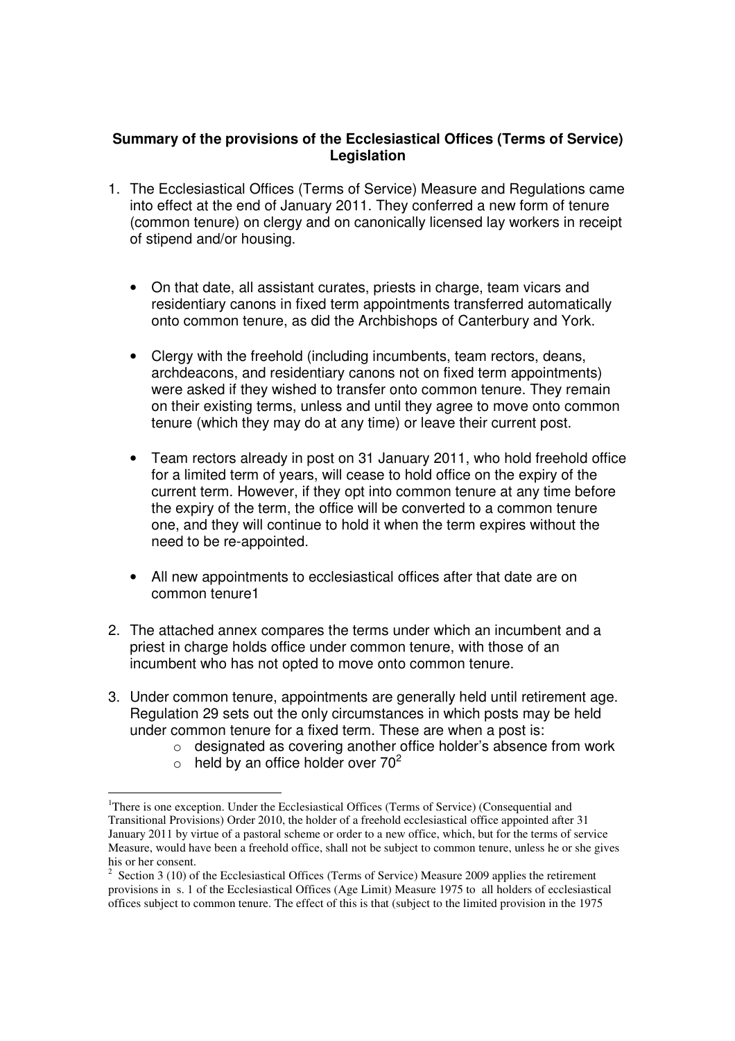**Summary of the provisions of the Ecclesiastical Offices (Terms of Service) Legislation**

1. The Ecclesiastical Offices (Terms of Service) Measure and Regulations came into effect at the end of January 2011. They conferred a new form of tenure (common tenure) on clergy and on canonically licensed lay workers in receipt of stipend and/or housing.

   - On that date, all assistant curates, priests in charge, team vicars and residentiary canons in fixed term appointments transferred automatically onto common tenure, as did the Archbishops of Canterbury and York.

   - Clergy with the freehold (including incumbents, team rectors, deans, archdeacons, and residentiary canons not on fixed term appointments) were asked if they wished to transfer onto common tenure. They remain on their existing terms, unless and until they agree to move onto common tenure (which they may do at any time) or leave their current post.

   - Team rectors already in post on 31 January 2011, who hold freehold office for a limited term of years, will cease to hold office on the expiry of the current term. However, if they opt into common tenure at any time before the expiry of the term, the office will be converted to a common tenure one, and they will continue to hold it when the term expires without the need to be re-appointed.

   - All new appointments to ecclesiastical offices after that date are on common tenure[1]

2. The attached annex compares the terms under which an incumbent and a priest in charge holds office under common tenure, with those of an incumbent who has not opted to move onto common tenure.

3. Under common tenure, appointments are generally held until retirement age. Regulation 29 sets out the only circumstances in which posts may be held under common tenure for a fixed term. These are when a post is:
   - designated as covering another office holder's absence from work
   - held by an office holder over 70[2]

---

[1] There is one exception. Under the Ecclesiastical Offices (Terms of Service) (Consequential and Transitional Provisions) Order 2010, the holder of a freehold ecclesiastical office appointed after 31 January 2011 by virtue of a pastoral scheme or order to a new office, which, but for the terms of service Measure, would have been a freehold office, shall not be subject to common tenure, unless he or she gives his or her consent.

[2] Section 3 (10) of the Ecclesiastical Offices (Terms of Service) Measure 2009 applies the retirement provisions in s. 1 of the Ecclesiastical Offices (Age Limit) Measure 1975 to all holders of ecclesiastical offices subject to common tenure. The effect of this is that (subject to the limited provision in the 1975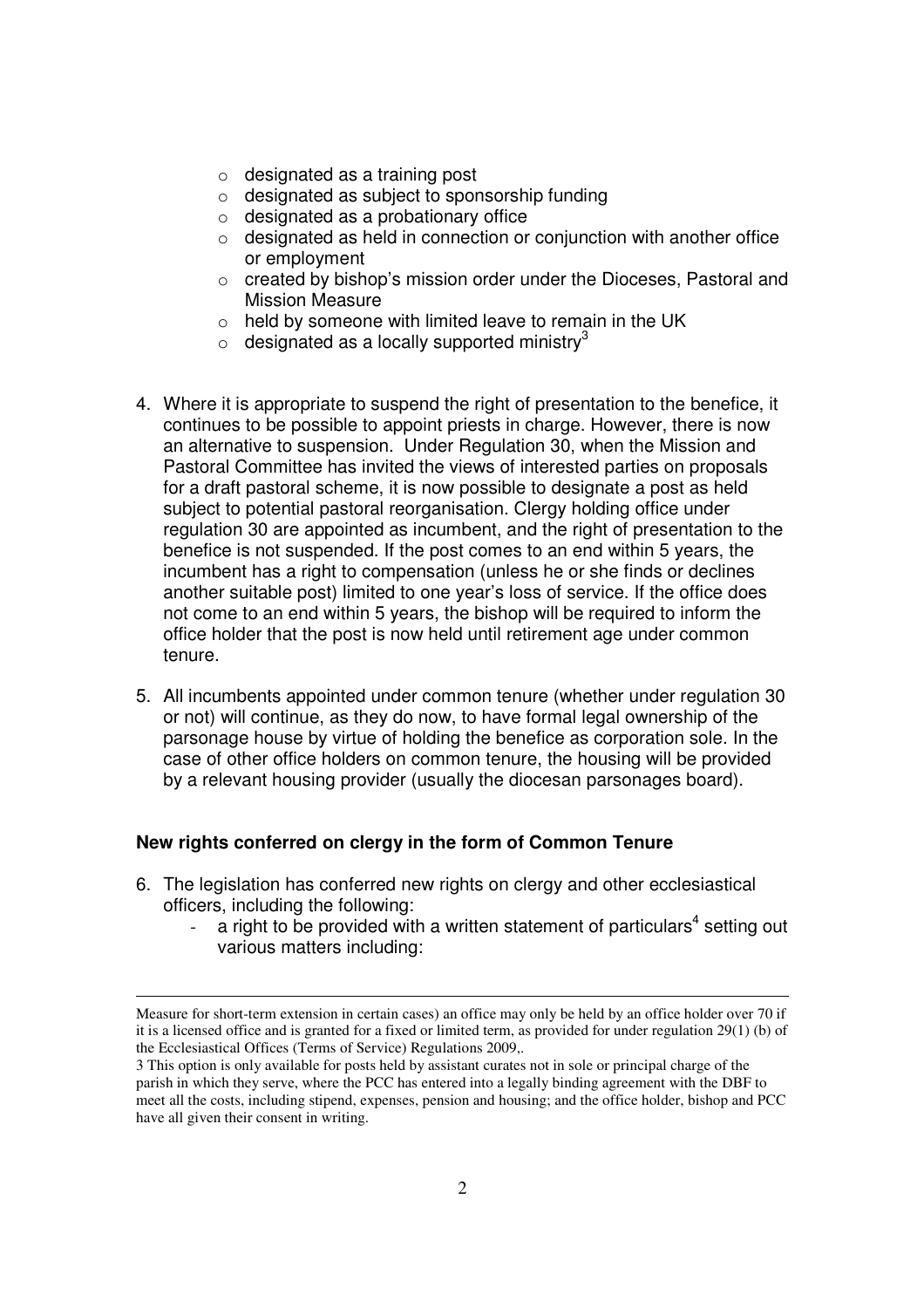- designated as a training post
- designated as subject to sponsorship funding
- designated as a probationary office
- designated as held in connection or conjunction with another office or employment
- created by bishop's mission order under the Dioceses, Pastoral and Mission Measure
- held by someone with limited leave to remain in the UK
- designated as a locally supported ministry[3]

4. Where it is appropriate to suspend the right of presentation to the benefice, it continues to be possible to appoint priests in charge. However, there is now an alternative to suspension. Under Regulation 30, when the Mission and Pastoral Committee has invited the views of interested parties on proposals for a draft pastoral scheme, it is now possible to designate a post as held subject to potential pastoral reorganisation. Clergy holding office under regulation 30 are appointed as incumbent, and the right of presentation to the benefice is not suspended. If the post comes to an end within 5 years, the incumbent has a right to compensation (unless he or she finds or declines another suitable post) limited to one year's loss of service. If the office does not come to an end within 5 years, the bishop will be required to inform the office holder that the post is now held until retirement age under common tenure.

5. All incumbents appointed under common tenure (whether under regulation 30 or not) will continue, as they do now, to have formal legal ownership of the parsonage house by virtue of holding the benefice as corporation sole. In the case of other office holders on common tenure, the housing will be provided by a relevant housing provider (usually the diocesan parsonages board).

### New rights conferred on clergy in the form of Common Tenure

6. The legislation has conferred new rights on clergy and other ecclesiastical officers, including the following:
   - a right to be provided with a written statement of particulars[4] setting out various matters including:

---

Measure for short-term extension in certain cases) an office may only be held by an office holder over 70 if it is a licensed office and is granted for a fixed or limited term, as provided for under regulation 29(1) (b) of the Ecclesiastical Offices (Terms of Service) Regulations 2009,.

3 This option is only available for posts held by assistant curates not in sole or principal charge of the parish in which they serve, where the PCC has entered into a legally binding agreement with the DBF to meet all the costs, including stipend, expenses, pension and housing; and the office holder, bishop and PCC have all given their consent in writing.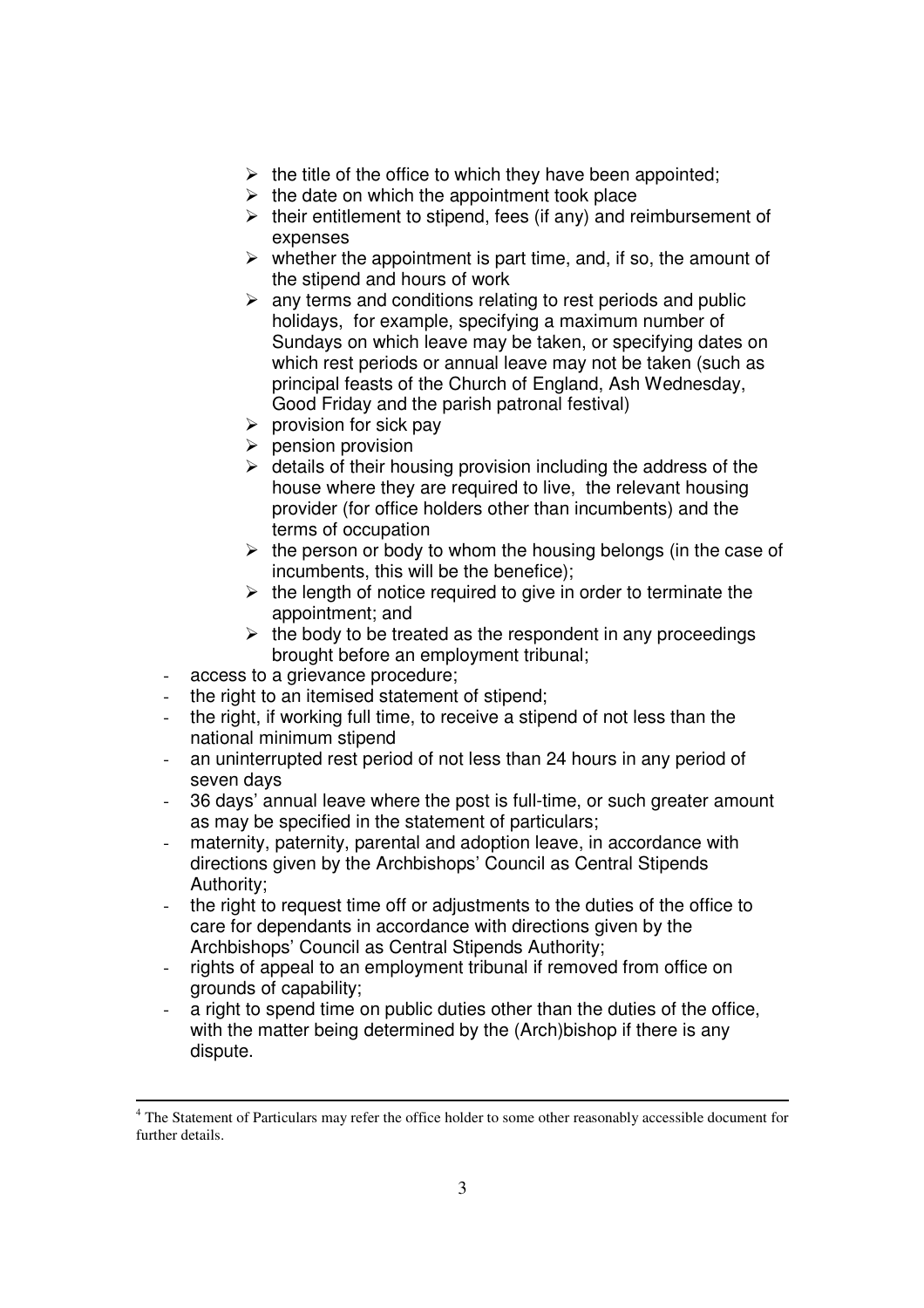- the title of the office to which they have been appointed;
   - the date on which the appointment took place
   - their entitlement to stipend, fees (if any) and reimbursement of expenses
   - whether the appointment is part time, and, if so, the amount of the stipend and hours of work
   - any terms and conditions relating to rest periods and public holidays, for example, specifying a maximum number of Sundays on which leave may be taken, or specifying dates on which rest periods or annual leave may not be taken (such as principal feasts of the Church of England, Ash Wednesday, Good Friday and the parish patronal festival)
   - provision for sick pay
   - pension provision
   - details of their housing provision including the address of the house where they are required to live, the relevant housing provider (for office holders other than incumbents) and the terms of occupation
   - the person or body to whom the housing belongs (in the case of incumbents, this will be the benefice);
   - the length of notice required to give in order to terminate the appointment; and
   - the body to be treated as the respondent in any proceedings brought before an employment tribunal;

- access to a grievance procedure;
- the right to an itemised statement of stipend;
- the right, if working full time, to receive a stipend of not less than the national minimum stipend
- an uninterrupted rest period of not less than 24 hours in any period of seven days
- 36 days' annual leave where the post is full-time, or such greater amount as may be specified in the statement of particulars;
- maternity, paternity, parental and adoption leave, in accordance with directions given by the Archbishops' Council as Central Stipends Authority;
- the right to request time off or adjustments to the duties of the office to care for dependants in accordance with directions given by the Archbishops' Council as Central Stipends Authority;
- rights of appeal to an employment tribunal if removed from office on grounds of capability;
- a right to spend time on public duties other than the duties of the office, with the matter being determined by the (Arch)bishop if there is any dispute.

---

[4] The Statement of Particulars may refer the office holder to some other reasonably accessible document for further details.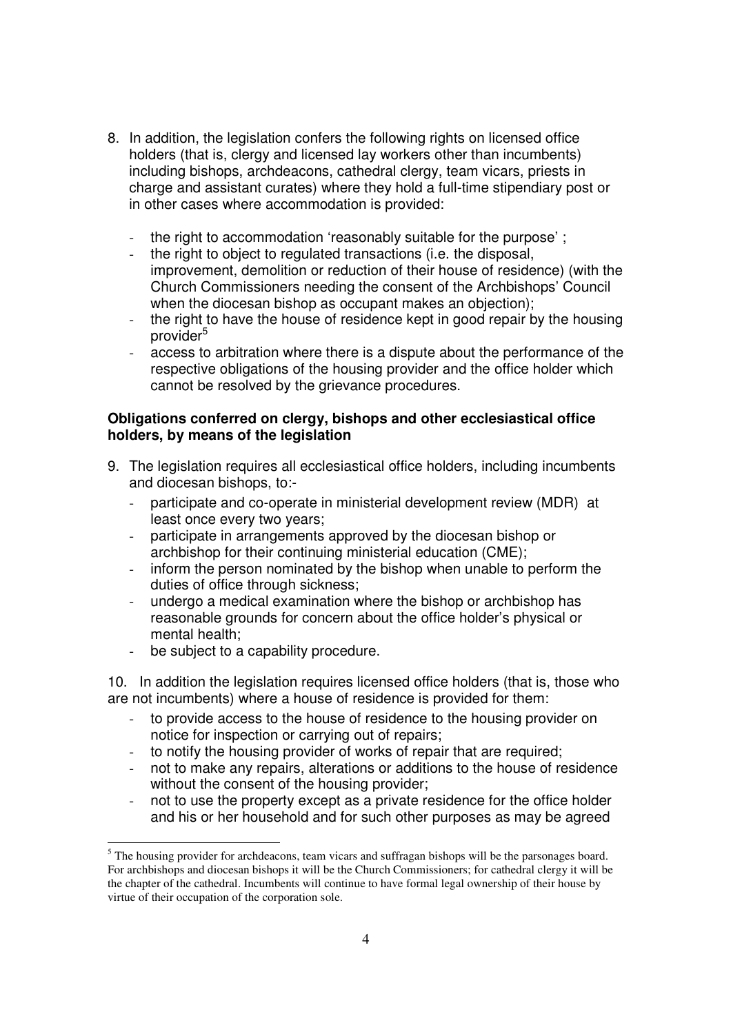8. In addition, the legislation confers the following rights on licensed office holders (that is, clergy and licensed lay workers other than incumbents) including bishops, archdeacons, cathedral clergy, team vicars, priests in charge and assistant curates) where they hold a full-time stipendiary post or in other cases where accommodation is provided:
   - the right to accommodation 'reasonably suitable for the purpose' ;
   - the right to object to regulated transactions (i.e. the disposal, improvement, demolition or reduction of their house of residence) (with the Church Commissioners needing the consent of the Archbishops' Council when the diocesan bishop as occupant makes an objection);
   - the right to have the house of residence kept in good repair by the housing provider[5]
   - access to arbitration where there is a dispute about the performance of the respective obligations of the housing provider and the office holder which cannot be resolved by the grievance procedures.

**Obligations conferred on clergy, bishops and other ecclesiastical office holders, by means of the legislation**

9. The legislation requires all ecclesiastical office holders, including incumbents and diocesan bishops, to:-
   - participate and co-operate in ministerial development review (MDR) at least once every two years;
   - participate in arrangements approved by the diocesan bishop or archbishop for their continuing ministerial education (CME);
   - inform the person nominated by the bishop when unable to perform the duties of office through sickness;
   - undergo a medical examination where the bishop or archbishop has reasonable grounds for concern about the office holder's physical or mental health;
   - be subject to a capability procedure.

10. In addition the legislation requires licensed office holders (that is, those who are not incumbents) where a house of residence is provided for them:
   - to provide access to the house of residence to the housing provider on notice for inspection or carrying out of repairs;
   - to notify the housing provider of works of repair that are required;
   - not to make any repairs, alterations or additions to the house of residence without the consent of the housing provider;
   - not to use the property except as a private residence for the office holder and his or her household and for such other purposes as may be agreed

---

[5] The housing provider for archdeacons, team vicars and suffragan bishops will be the parsonages board. For archbishops and diocesan bishops it will be the Church Commissioners; for cathedral clergy it will be the chapter of the cathedral. Incumbents will continue to have formal legal ownership of their house by virtue of their occupation of the corporation sole.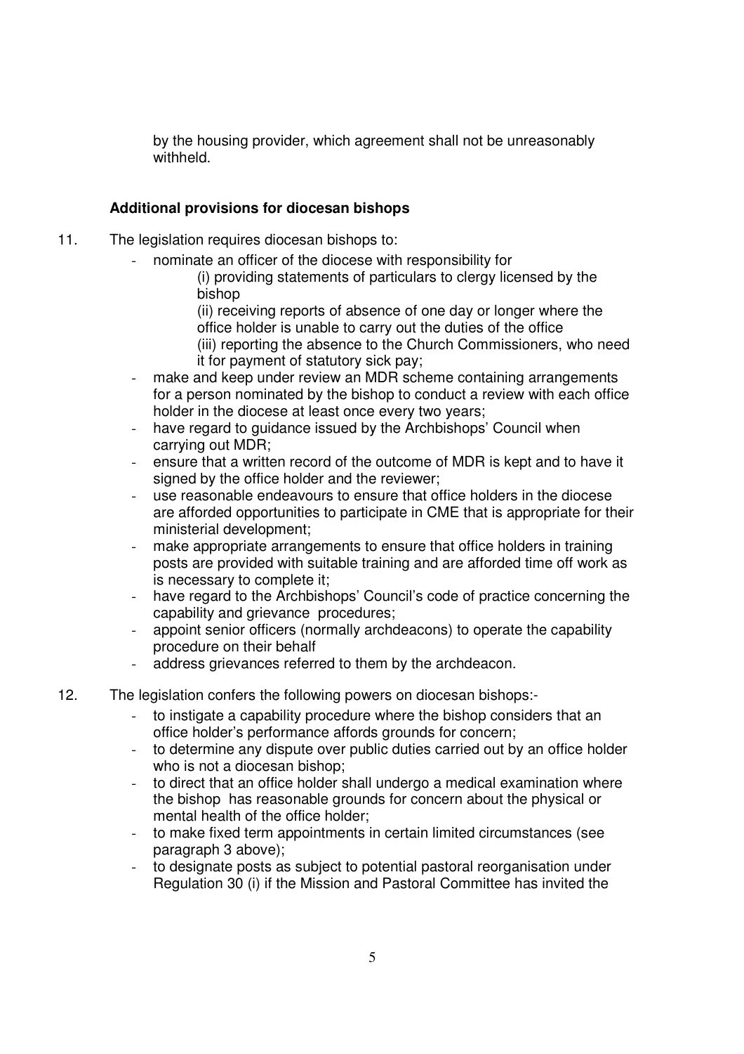by the housing provider, which agreement shall not be unreasonably withheld.

**Additional provisions for diocesan bishops**

11. The legislation requires diocesan bishops to:
    - nominate an officer of the diocese with responsibility for
        (i) providing statements of particulars to clergy licensed by the bishop
        (ii) receiving reports of absence of one day or longer where the office holder is unable to carry out the duties of the office
        (iii) reporting the absence to the Church Commissioners, who need it for payment of statutory sick pay;
    - make and keep under review an MDR scheme containing arrangements for a person nominated by the bishop to conduct a review with each office holder in the diocese at least once every two years;
    - have regard to guidance issued by the Archbishops' Council when carrying out MDR;
    - ensure that a written record of the outcome of MDR is kept and to have it signed by the office holder and the reviewer;
    - use reasonable endeavours to ensure that office holders in the diocese are afforded opportunities to participate in CME that is appropriate for their ministerial development;
    - make appropriate arrangements to ensure that office holders in training posts are provided with suitable training and are afforded time off work as is necessary to complete it;
    - have regard to the Archbishops' Council's code of practice concerning the capability and grievance procedures;
    - appoint senior officers (normally archdeacons) to operate the capability procedure on their behalf
    - address grievances referred to them by the archdeacon.

12. The legislation confers the following powers on diocesan bishops:-
    - to instigate a capability procedure where the bishop considers that an office holder's performance affords grounds for concern;
    - to determine any dispute over public duties carried out by an office holder who is not a diocesan bishop;
    - to direct that an office holder shall undergo a medical examination where the bishop has reasonable grounds for concern about the physical or mental health of the office holder;
    - to make fixed term appointments in certain limited circumstances (see paragraph 3 above);
    - to designate posts as subject to potential pastoral reorganisation under Regulation 30 (i) if the Mission and Pastoral Committee has invited the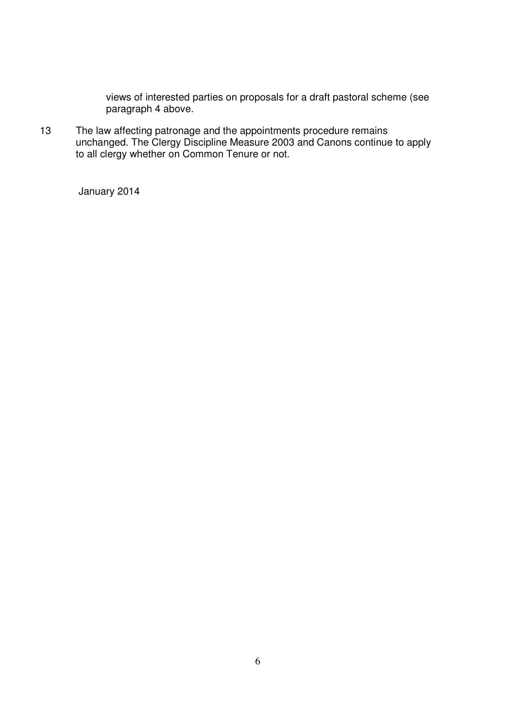views of interested parties on proposals for a draft pastoral scheme (see paragraph 4 above.

13 The law affecting patronage and the appointments procedure remains unchanged. The Clergy Discipline Measure 2003 and Canons continue to apply to all clergy whether on Common Tenure or not.

January 2014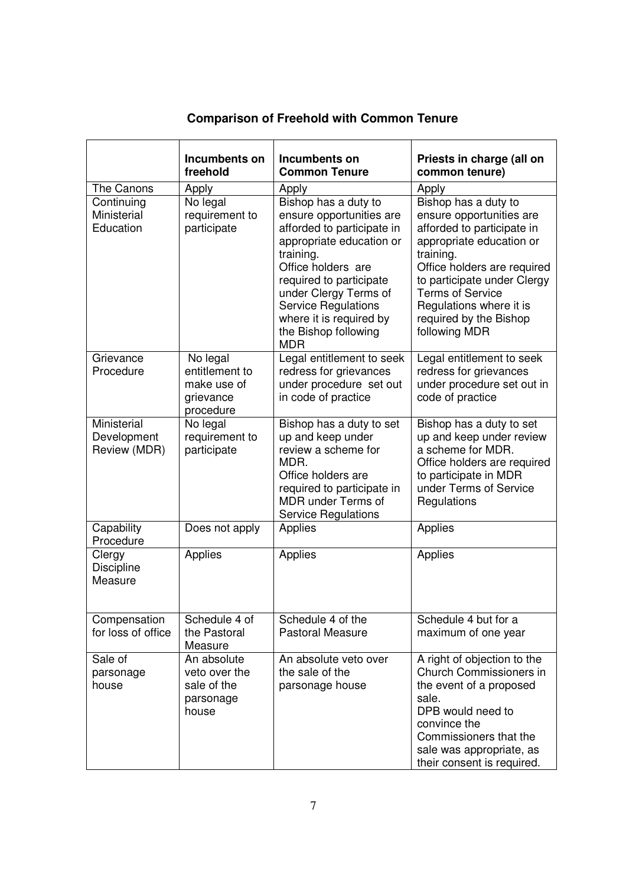## Comparison of Freehold with Common Tenure

| | Incumbents on freehold | Incumbents on Common Tenure | Priests in charge (all on common tenure) |
|---|---|---|---|
| The Canons | Apply | Apply | Apply |
| Continuing Ministerial Education | No legal requirement to participate | Bishop has a duty to ensure opportunities are afforded to participate in appropriate education or training. Office holders are required to participate under Clergy Terms of Service Regulations where it is required by the Bishop following MDR | Bishop has a duty to ensure opportunities are afforded to participate in appropriate education or training. Office holders are required to participate under Clergy Terms of Service Regulations where it is required by the Bishop following MDR |
| Grievance Procedure | No legal entitlement to make use of grievance procedure | Legal entitlement to seek redress for grievances under procedure set out in code of practice | Legal entitlement to seek redress for grievances under procedure set out in code of practice |
| Ministerial Development Review (MDR) | No legal requirement to participate | Bishop has a duty to set up and keep under review a scheme for MDR. Office holders are required to participate in MDR under Terms of Service Regulations | Bishop has a duty to set up and keep under review a scheme for MDR. Office holders are required to participate in MDR under Terms of Service Regulations |
| Capability Procedure | Does not apply | Applies | Applies |
| Clergy Discipline Measure | Applies | Applies | Applies |
| Compensation for loss of office | Schedule 4 of the Pastoral Measure | Schedule 4 of the Pastoral Measure | Schedule 4 but for a maximum of one year |
| Sale of parsonage house | An absolute veto over the sale of the parsonage house | An absolute veto over the sale of the parsonage house | A right of objection to the Church Commissioners in the event of a proposed sale. DPB would need to convince the Commissioners that the sale was appropriate, as their consent is required. |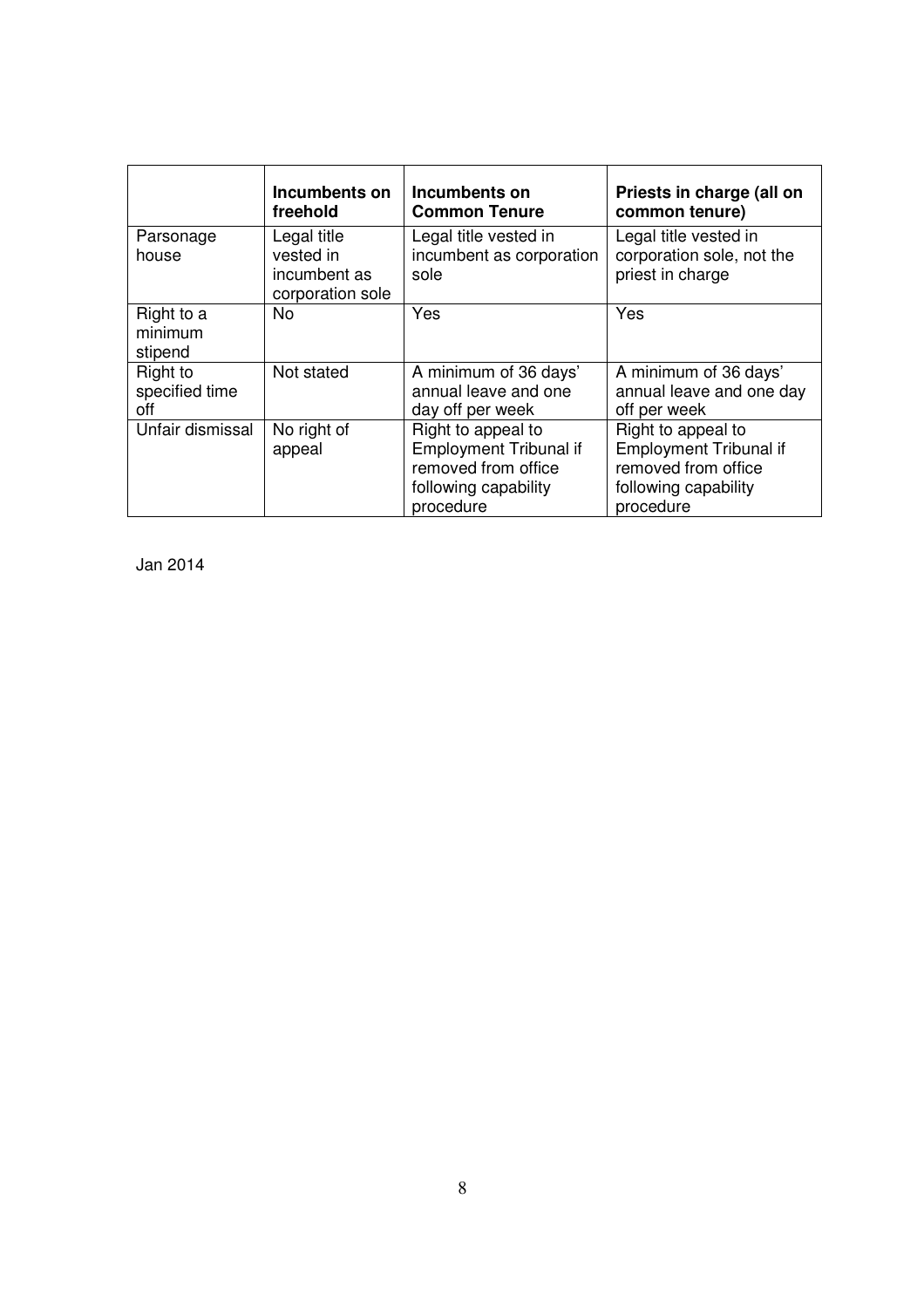| | Incumbents on freehold | Incumbents on Common Tenure | Priests in charge (all on common tenure) |
|---|---|---|---|
| Parsonage house | Legal title vested in incumbent as corporation sole | Legal title vested in incumbent as corporation sole | Legal title vested in corporation sole, not the priest in charge |
| Right to a minimum stipend | No | Yes | Yes |
| Right to specified time off | Not stated | A minimum of 36 days' annual leave and one day off per week | A minimum of 36 days' annual leave and one day off per week |
| Unfair dismissal | No right of appeal | Right to appeal to Employment Tribunal if removed from office following capability procedure | Right to appeal to Employment Tribunal if removed from office following capability procedure |

Jan 2014